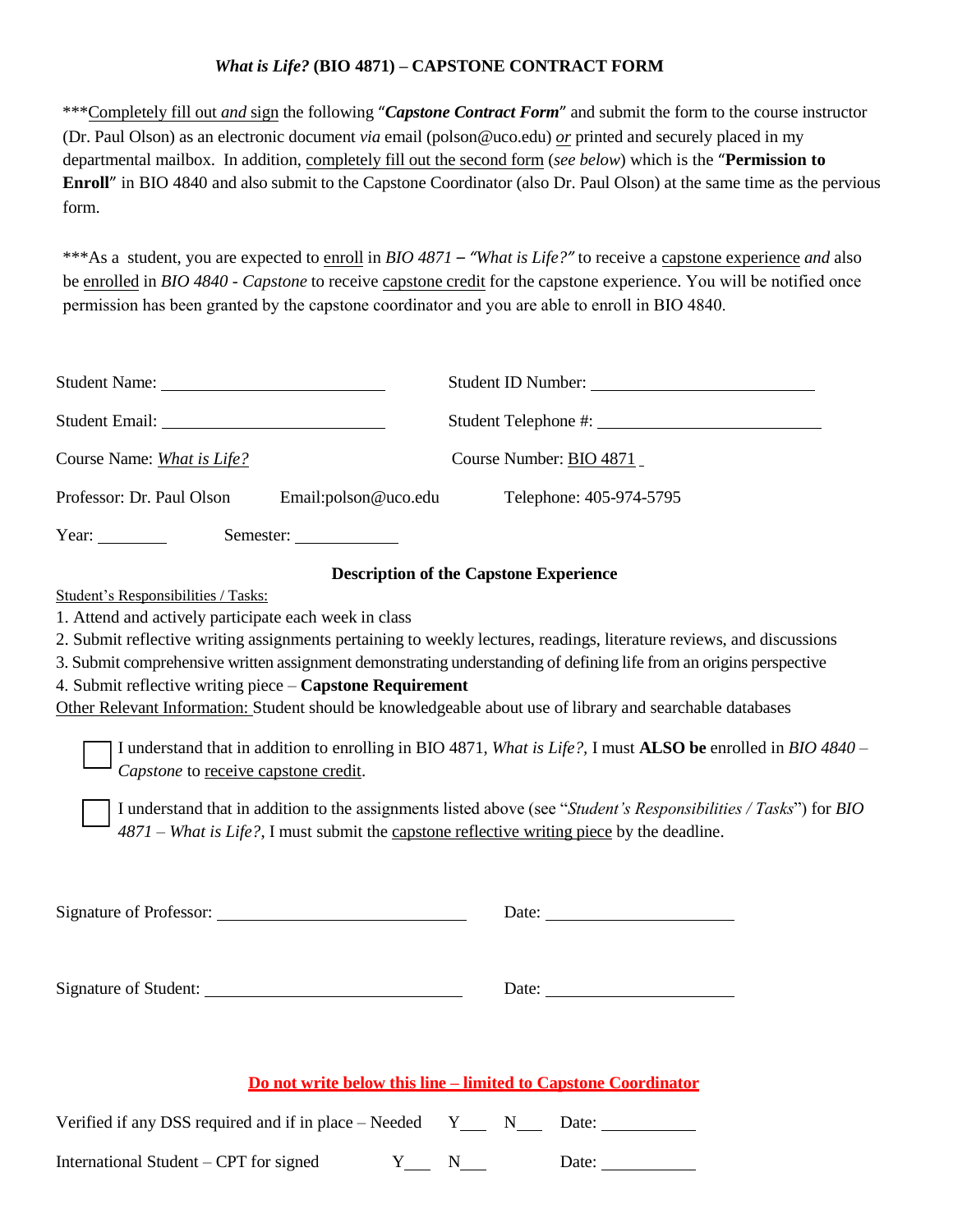### *What is Life?* **(BIO 4871) – CAPSTONE CONTRACT FORM**

***Completely fill out *and* sign the following "***Capstone Contract Form***" and submit the form to the course instructor (Dr. Paul Olson) as an electronic document *via* email (polson@uco.edu) *or* printed and securely placed in my departmental mailbox. In addition, completely fill out the second form (*see below*) which is the "**Permission to Enroll**" in BIO 4840 and also submit to the Capstone Coordinator (also Dr. Paul Olson) at the same time as the pervious form.

***As a student, you are expected to enroll in *BIO 4871 – "What is Life?"* to receive a capstone experience *and* also be enrolled in *BIO 4840 - Capstone* to receive capstone credit for the capstone experience. You will be notified once permission has been granted by the capstone coordinator and you are able to enroll in BIO 4840.

Student Name: ______________________ Student ID Number: ______________________

Student Email: ______________________ Student Telephone #: ______________________

Course Name: *What is Life?* Course Number: BIO 4871

Professor: Dr. Paul Olson Email:polson@uco.edu Telephone: 405-974-5795

Year: ________ Semester: ____________

**Description of the Capstone Experience**

Student's Responsibilities / Tasks:

1. Attend and actively participate each week in class
2. Submit reflective writing assignments pertaining to weekly lectures, readings, literature reviews, and discussions
3. Submit comprehensive written assignment demonstrating understanding of defining life from an origins perspective
4. Submit reflective writing piece – **Capstone Requirement**

Other Relevant Information: Student should be knowledgeable about use of library and searchable databases

☐ I understand that in addition to enrolling in BIO 4871, *What is Life?*, I must **ALSO be** enrolled in *BIO 4840 – Capstone* to receive capstone credit.

☐ I understand that in addition to the assignments listed above (see "*Student's Responsibilities / Tasks*") for *BIO 4871 – What is Life?*, I must submit the capstone reflective writing piece by the deadline.

Signature of Professor: ______________________ Date: ______________________

Signature of Student: ______________________ Date: ______________________

**Do not write below this line – limited to Capstone Coordinator**

Verified if any DSS required and if in place – Needed Y___ N___ Date: ___________

International Student – CPT for signed Y___ N___ Date: ___________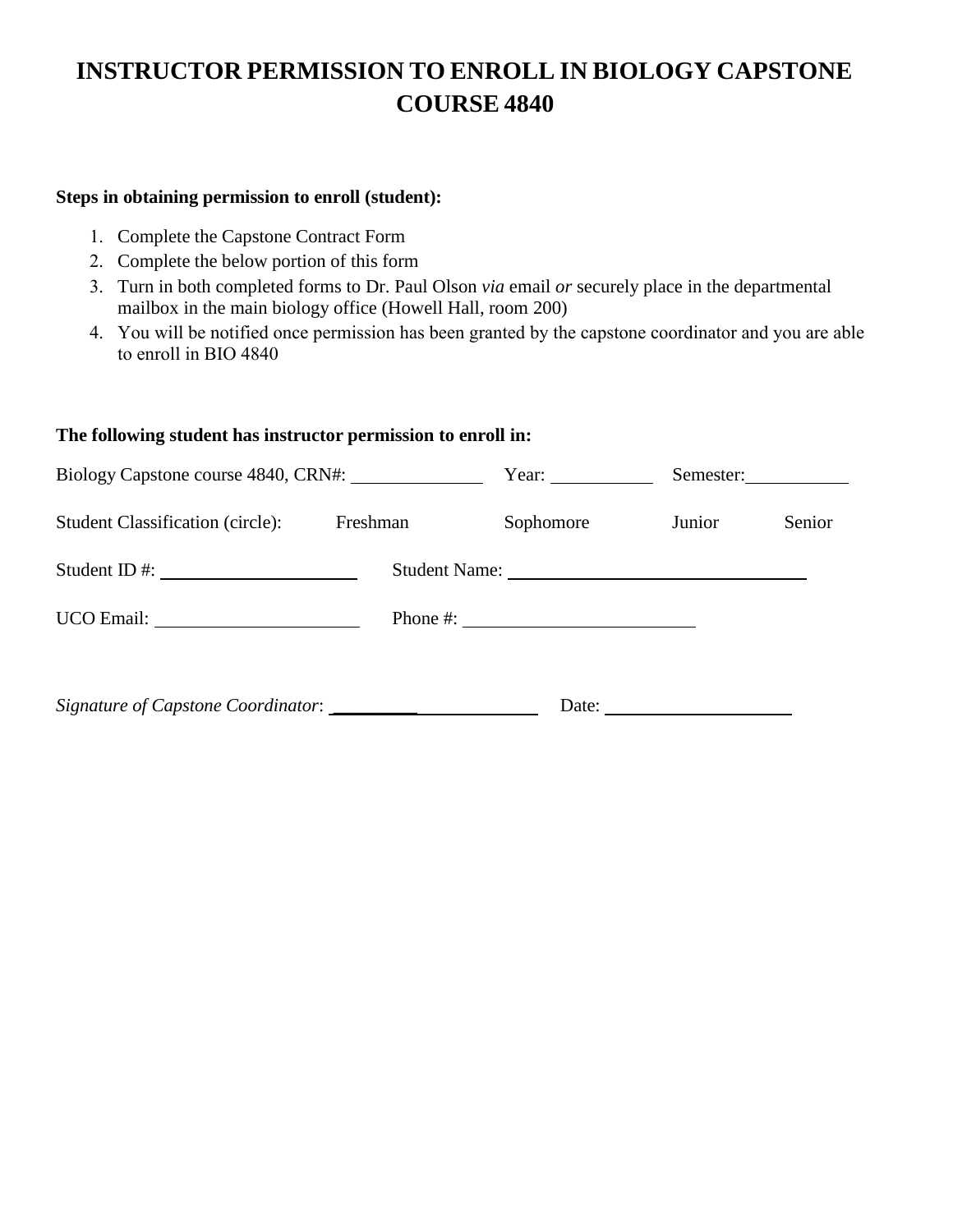# INSTRUCTOR PERMISSION TO ENROLL IN BIOLOGY CAPSTONE COURSE 4840

**Steps in obtaining permission to enroll (student):**

1. Complete the Capstone Contract Form
2. Complete the below portion of this form
3. Turn in both completed forms to Dr. Paul Olson *via* email *or* securely place in the departmental mailbox in the main biology office (Howell Hall, room 200)
4. You will be notified once permission has been granted by the capstone coordinator and you are able to enroll in BIO 4840

**The following student has instructor permission to enroll in:**

Biology Capstone course 4840, CRN#: ______________ Year: ___________ Semester: ___________

Student Classification (circle): Freshman Sophomore Junior Senior

Student ID #: ______________________ Student Name: _________________________________

UCO Email: ______________________ Phone #: _________________________

*Signature of Capstone Coordinator*: ________________________ Date: ____________________